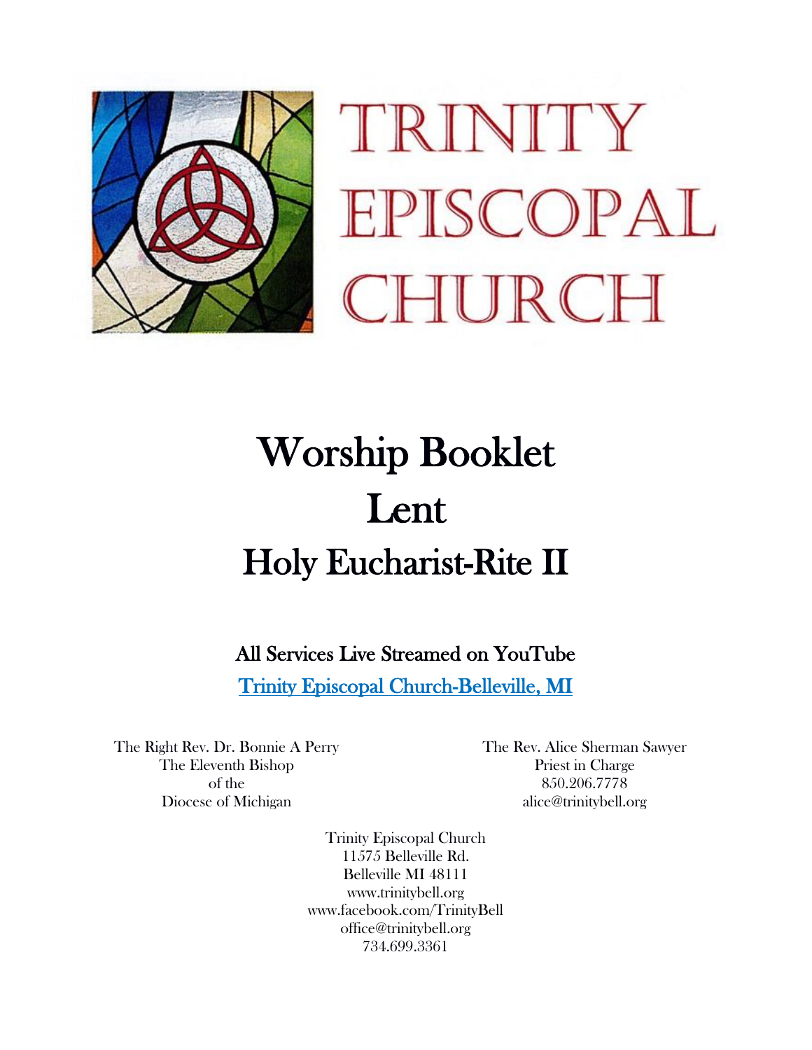# TRINITY EPISCOPAL CHURCH

# Worship Booklet
# Lent
# Holy Eucharist-Rite II

## All Services Live Streamed on YouTube

[Trinity Episcopal Church-Belleville, MI](#)

The Right Rev. Dr. Bonnie A Perry
The Eleventh Bishop
of the
Diocese of Michigan

The Rev. Alice Sherman Sawyer
Priest in Charge
850.206.7778
alice@trinitybell.org

Trinity Episcopal Church
11575 Belleville Rd.
Belleville MI 48111
www.trinitybell.org
www.facebook.com/TrinityBell
office@trinitybell.org
734.699.3361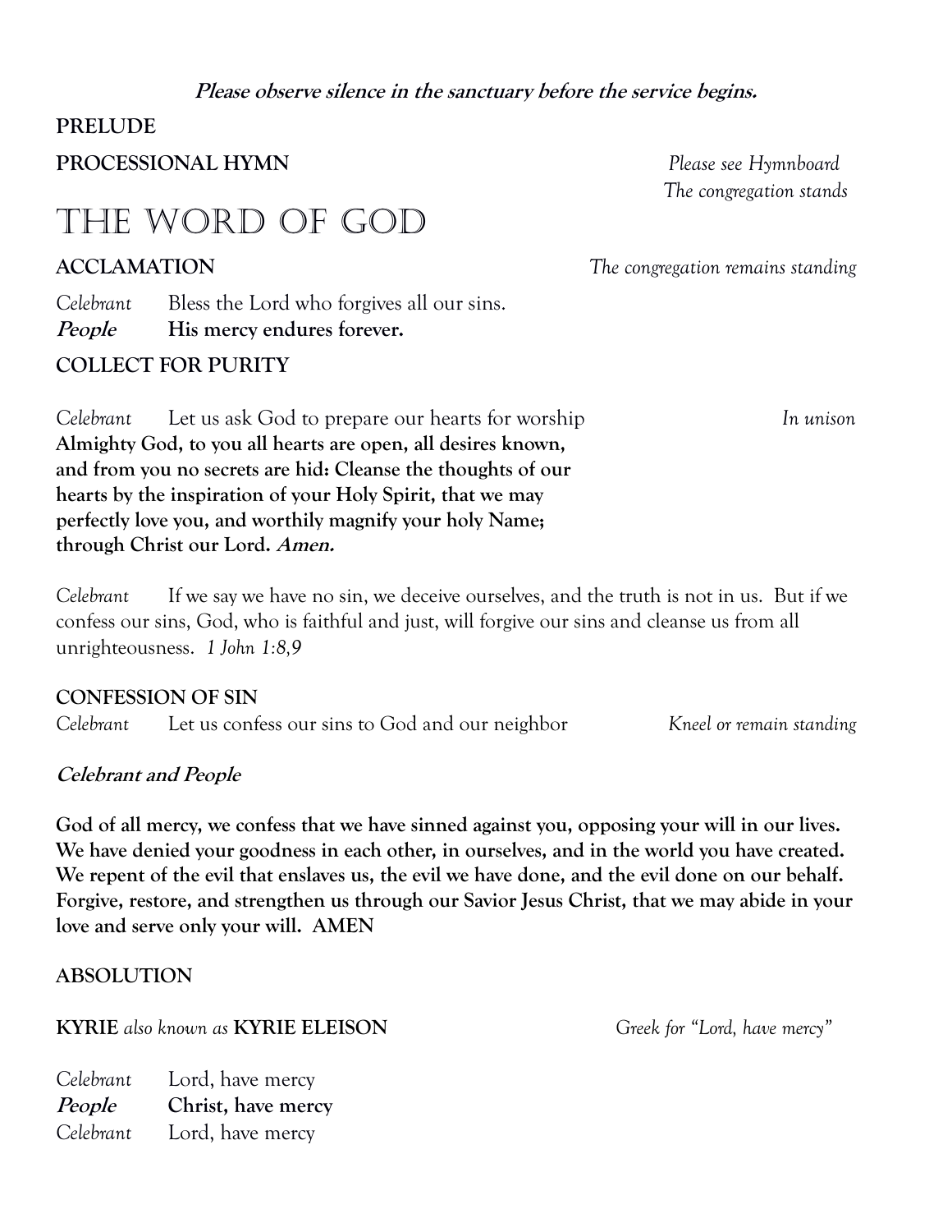***Please observe silence in the sanctuary before the service begins.***

**PRELUDE**

**PROCESSIONAL HYMN** *Please see Hymnboard*
*The congregation stands*

# THE WORD OF GOD

**ACCLAMATION** *The congregation remains standing*

*Celebrant* Bless the Lord who forgives all our sins.
***People*** **His mercy endures forever.**

**COLLECT FOR PURITY**

*Celebrant* Let us ask God to prepare our hearts for worship *In unison*
**Almighty God, to you all hearts are open, all desires known, and from you no secrets are hid: Cleanse the thoughts of our hearts by the inspiration of your Holy Spirit, that we may perfectly love you, and worthily magnify your holy Name; through Christ our Lord. *Amen.***

*Celebrant* If we say we have no sin, we deceive ourselves, and the truth is not in us. But if we confess our sins, God, who is faithful and just, will forgive our sins and cleanse us from all unrighteousness. *1 John 1:8,9*

**CONFESSION OF SIN**
*Celebrant* Let us confess our sins to God and our neighbor *Kneel or remain standing*

***Celebrant and People***

**God of all mercy, we confess that we have sinned against you, opposing your will in our lives. We have denied your goodness in each other, in ourselves, and in the world you have created. We repent of the evil that enslaves us, the evil we have done, and the evil done on our behalf. Forgive, restore, and strengthen us through our Savior Jesus Christ, that we may abide in your love and serve only your will. AMEN**

**ABSOLUTION**

**KYRIE** *also known as* **KYRIE ELEISON** *Greek for "Lord, have mercy"*

*Celebrant* Lord, have mercy
***People*** **Christ, have mercy**
*Celebrant* Lord, have mercy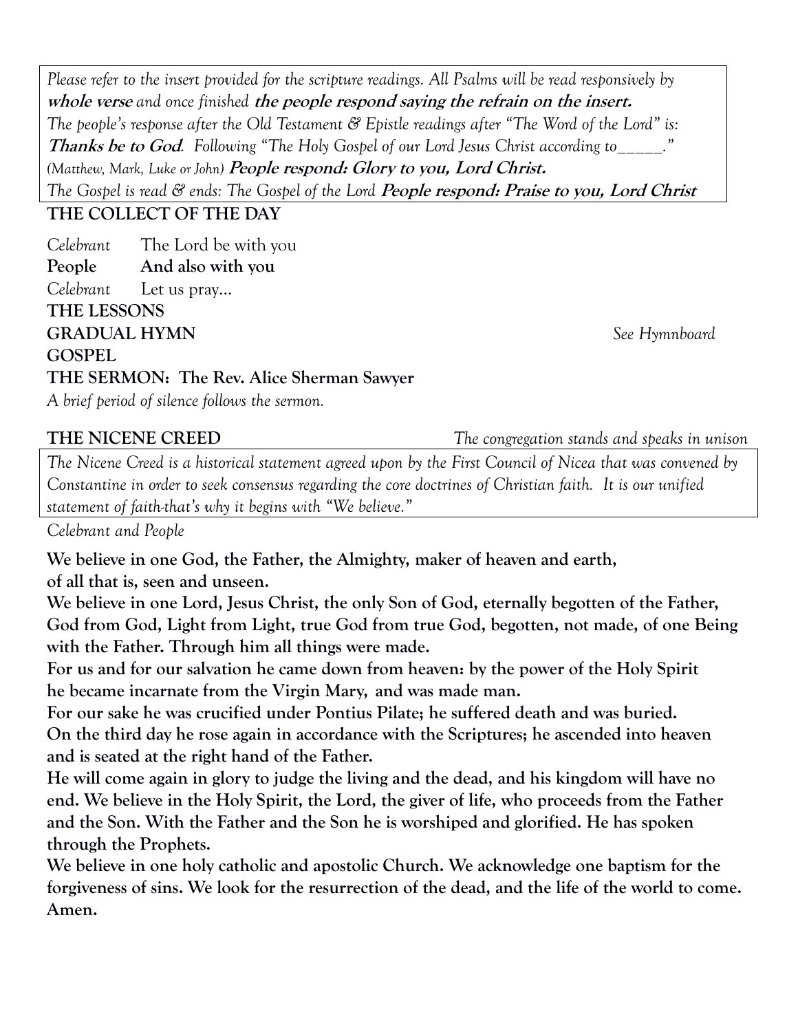*Please refer to the insert provided for the scripture readings. All Psalms will be read responsively by* ***whole verse*** *and once finished* ***the people respond saying the refrain on the insert.***
*The people's response after the Old Testament & Epistle readings after "The Word of the Lord" is:* ***Thanks be to God****. Following "The Holy Gospel of our Lord Jesus Christ according to\_\_\_\_\_."* *(Matthew, Mark, Luke or John)* ***People respond: Glory to you, Lord Christ.***
*The Gospel is read & ends: The Gospel of the Lord* ***People respond: Praise to you, Lord Christ***

## THE COLLECT OF THE DAY

*Celebrant* The Lord be with you
**People** **And also with you**
*Celebrant* Let us pray…

## THE LESSONS

## GRADUAL HYMN

*See Hymnboard*

## GOSPEL

## THE SERMON: The Rev. Alice Sherman Sawyer

*A brief period of silence follows the sermon.*

## THE NICENE CREED

*The congregation stands and speaks in unison*

*The Nicene Creed is a historical statement agreed upon by the First Council of Nicea that was convened by Constantine in order to seek consensus regarding the core doctrines of Christian faith. It is our unified statement of faith-that's why it begins with "We believe."*

*Celebrant and People*

**We believe in one God, the Father, the Almighty, maker of heaven and earth, of all that is, seen and unseen.**
**We believe in one Lord, Jesus Christ, the only Son of God, eternally begotten of the Father, God from God, Light from Light, true God from true God, begotten, not made, of one Being with the Father. Through him all things were made.**
**For us and for our salvation he came down from heaven: by the power of the Holy Spirit he became incarnate from the Virgin Mary, and was made man.**
**For our sake he was crucified under Pontius Pilate; he suffered death and was buried.**
**On the third day he rose again in accordance with the Scriptures; he ascended into heaven and is seated at the right hand of the Father.**
**He will come again in glory to judge the living and the dead, and his kingdom will have no end. We believe in the Holy Spirit, the Lord, the giver of life, who proceeds from the Father and the Son. With the Father and the Son he is worshiped and glorified. He has spoken through the Prophets.**
**We believe in one holy catholic and apostolic Church. We acknowledge one baptism for the forgiveness of sins. We look for the resurrection of the dead, and the life of the world to come. Amen.**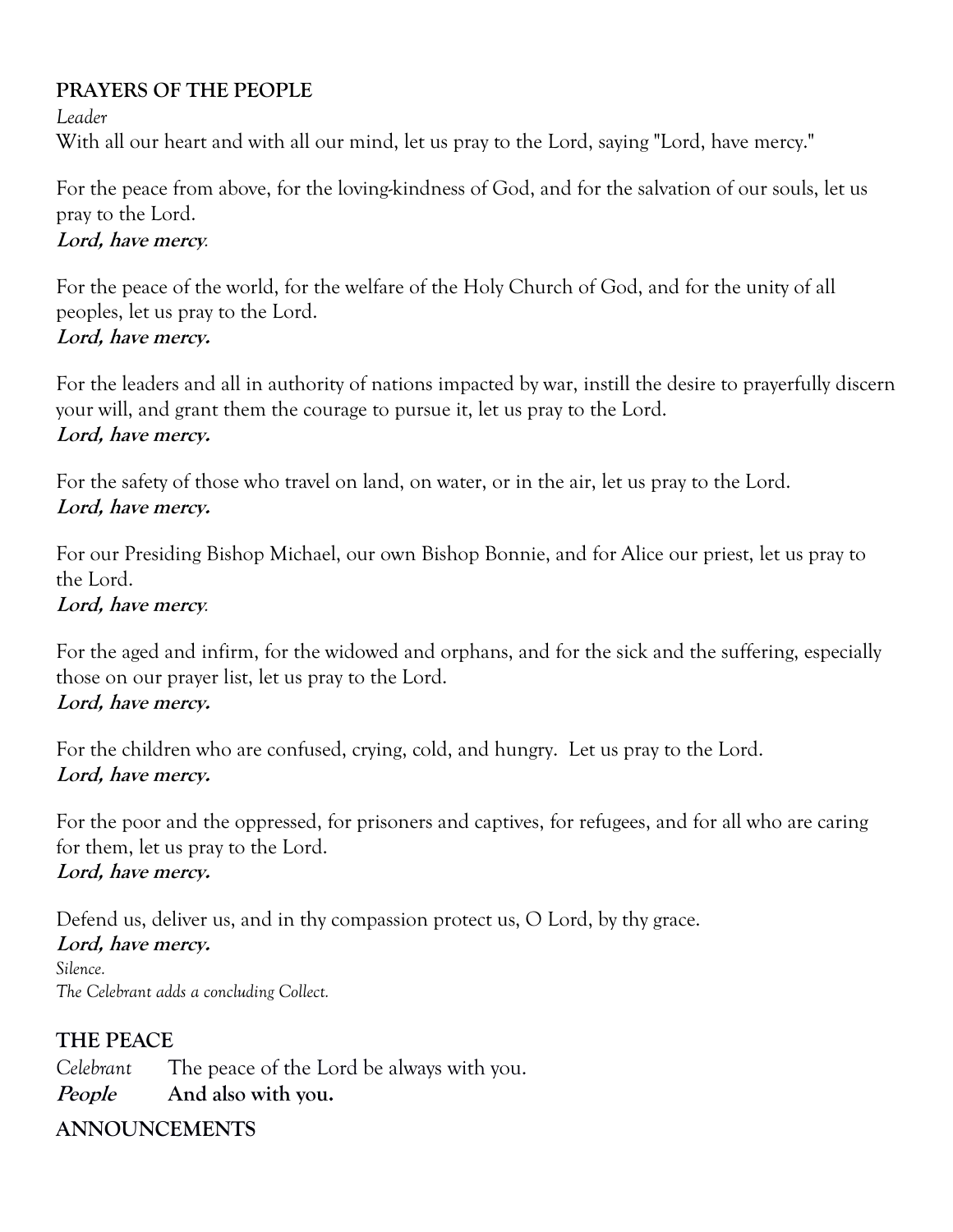## PRAYERS OF THE PEOPLE

*Leader*

With all our heart and with all our mind, let us pray to the Lord, saying "Lord, have mercy."

For the peace from above, for the loving-kindness of God, and for the salvation of our souls, let us pray to the Lord.

***Lord, have mercy**.*

For the peace of the world, for the welfare of the Holy Church of God, and for the unity of all peoples, let us pray to the Lord.

***Lord, have mercy.***

For the leaders and all in authority of nations impacted by war, instill the desire to prayerfully discern your will, and grant them the courage to pursue it, let us pray to the Lord.

***Lord, have mercy.***

For the safety of those who travel on land, on water, or in the air, let us pray to the Lord.

***Lord, have mercy.***

For our Presiding Bishop Michael, our own Bishop Bonnie, and for Alice our priest, let us pray to the Lord.

***Lord, have mercy**.*

For the aged and infirm, for the widowed and orphans, and for the sick and the suffering, especially those on our prayer list, let us pray to the Lord.

***Lord, have mercy.***

For the children who are confused, crying, cold, and hungry. Let us pray to the Lord.

***Lord, have mercy.***

For the poor and the oppressed, for prisoners and captives, for refugees, and for all who are caring for them, let us pray to the Lord.

***Lord, have mercy.***

Defend us, deliver us, and in thy compassion protect us, O Lord, by thy grace.

***Lord, have mercy.***

*Silence.*

*The Celebrant adds a concluding Collect.*

## THE PEACE

*Celebrant* The peace of the Lord be always with you.

***People*** **And also with you.**

## ANNOUNCEMENTS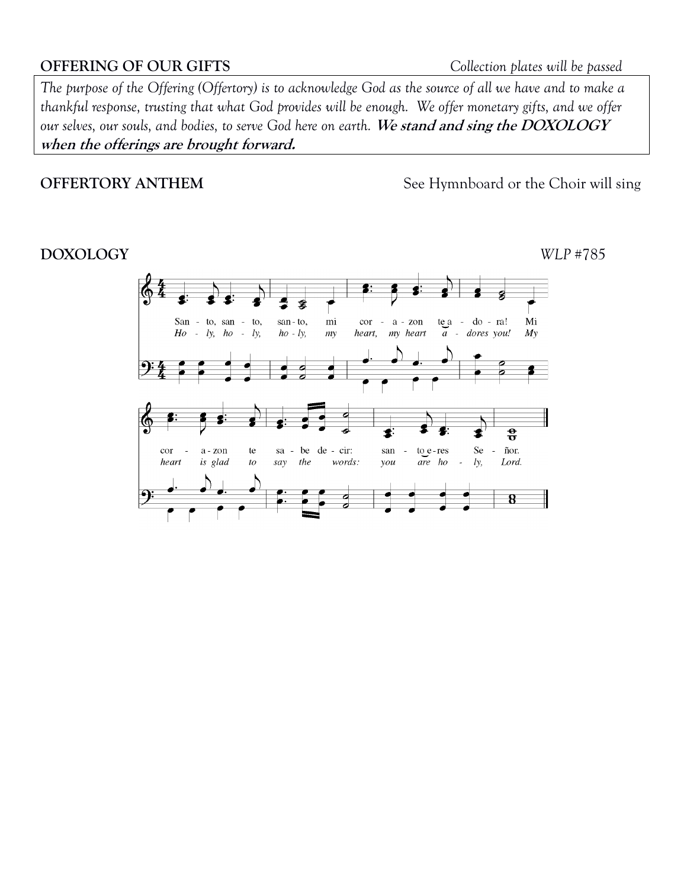**OFFERING OF OUR GIFTS** *Collection plates will be passed*

*The purpose of the Offering (Offertory) is to acknowledge God as the source of all we have and to make a thankful response, trusting that what God provides will be enough. We offer monetary gifts, and we offer our selves, our souls, and bodies, to serve God here on earth.* ***We stand and sing the DOXOLOGY when the offerings are brought forward.***

**OFFERTORY ANTHEM** See Hymnboard or the Choir will sing

**DOXOLOGY** *WLP #785*

Santo, santo, santo, mi corazon te adora! Mi corazon te sabe decir: santo eres Señor.

*Holy, holy, holy, my heart, my heart adores you! My heart is glad to say the words: you are holy, Lord.*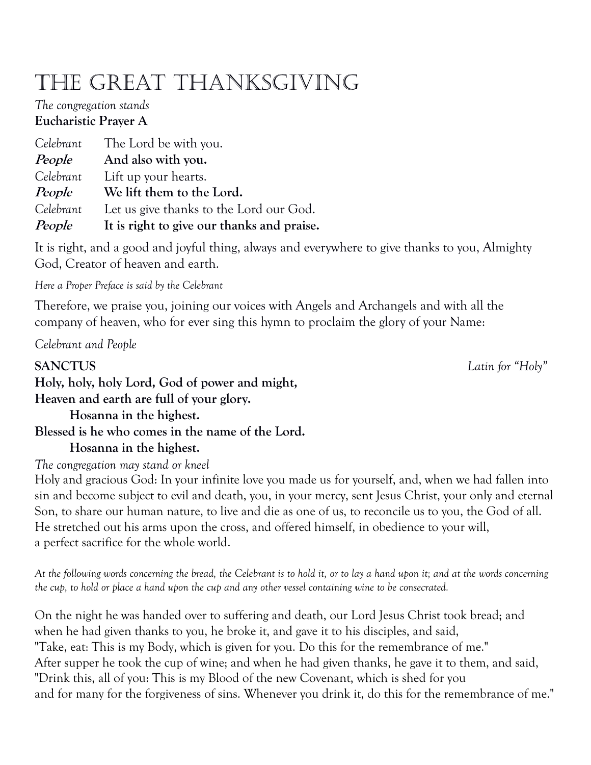# The Great Thanksgiving

*The congregation stands*

**Eucharistic Prayer A**

*Celebrant* The Lord be with you.
***People*** **And also with you.**
*Celebrant* Lift up your hearts.
***People*** **We lift them to the Lord.**
*Celebrant* Let us give thanks to the Lord our God.
***People*** **It is right to give our thanks and praise.**

It is right, and a good and joyful thing, always and everywhere to give thanks to you, Almighty God, Creator of heaven and earth.

*Here a Proper Preface is said by the Celebrant*

Therefore, we praise you, joining our voices with Angels and Archangels and with all the company of heaven, who for ever sing this hymn to proclaim the glory of your Name:

*Celebrant and People*

**SANCTUS** *Latin for "Holy"*

**Holy, holy, holy Lord, God of power and might,**
**Heaven and earth are full of your glory.**
**Hosanna in the highest.**
**Blessed is he who comes in the name of the Lord.**
**Hosanna in the highest.**

*The congregation may stand or kneel*

Holy and gracious God: In your infinite love you made us for yourself, and, when we had fallen into sin and become subject to evil and death, you, in your mercy, sent Jesus Christ, your only and eternal Son, to share our human nature, to live and die as one of us, to reconcile us to you, the God of all. He stretched out his arms upon the cross, and offered himself, in obedience to your will, a perfect sacrifice for the whole world.

*At the following words concerning the bread, the Celebrant is to hold it, or to lay a hand upon it; and at the words concerning the cup, to hold or place a hand upon the cup and any other vessel containing wine to be consecrated.*

On the night he was handed over to suffering and death, our Lord Jesus Christ took bread; and when he had given thanks to you, he broke it, and gave it to his disciples, and said, "Take, eat: This is my Body, which is given for you. Do this for the remembrance of me." After supper he took the cup of wine; and when he had given thanks, he gave it to them, and said, "Drink this, all of you: This is my Blood of the new Covenant, which is shed for you and for many for the forgiveness of sins. Whenever you drink it, do this for the remembrance of me."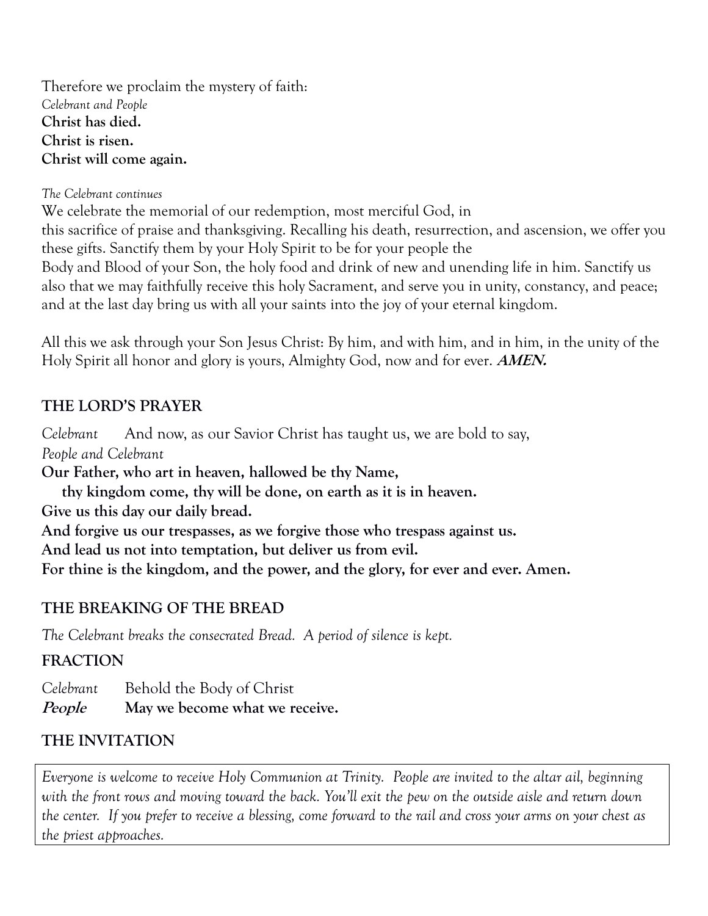Therefore we proclaim the mystery of faith:

*Celebrant and People*

**Christ has died.**
**Christ is risen.**
**Christ will come again.**

*The Celebrant continues*

We celebrate the memorial of our redemption, most merciful God, in this sacrifice of praise and thanksgiving. Recalling his death, resurrection, and ascension, we offer you these gifts. Sanctify them by your Holy Spirit to be for your people the Body and Blood of your Son, the holy food and drink of new and unending life in him. Sanctify us also that we may faithfully receive this holy Sacrament, and serve you in unity, constancy, and peace; and at the last day bring us with all your saints into the joy of your eternal kingdom.

All this we ask through your Son Jesus Christ: By him, and with him, and in him, in the unity of the Holy Spirit all honor and glory is yours, Almighty God, now and for ever. ***AMEN.***

## THE LORD'S PRAYER

*Celebrant* And now, as our Savior Christ has taught us, we are bold to say,

*People and Celebrant*

**Our Father, who art in heaven, hallowed be thy Name,**
**thy kingdom come, thy will be done, on earth as it is in heaven.**
**Give us this day our daily bread.**
**And forgive us our trespasses, as we forgive those who trespass against us.**
**And lead us not into temptation, but deliver us from evil.**
**For thine is the kingdom, and the power, and the glory, for ever and ever. Amen.**

## THE BREAKING OF THE BREAD

*The Celebrant breaks the consecrated Bread. A period of silence is kept.*

## FRACTION

*Celebrant* Behold the Body of Christ

***People*** **May we become what we receive.**

## THE INVITATION

*Everyone is welcome to receive Holy Communion at Trinity. People are invited to the altar ail, beginning with the front rows and moving toward the back. You'll exit the pew on the outside aisle and return down the center. If you prefer to receive a blessing, come forward to the rail and cross your arms on your chest as the priest approaches.*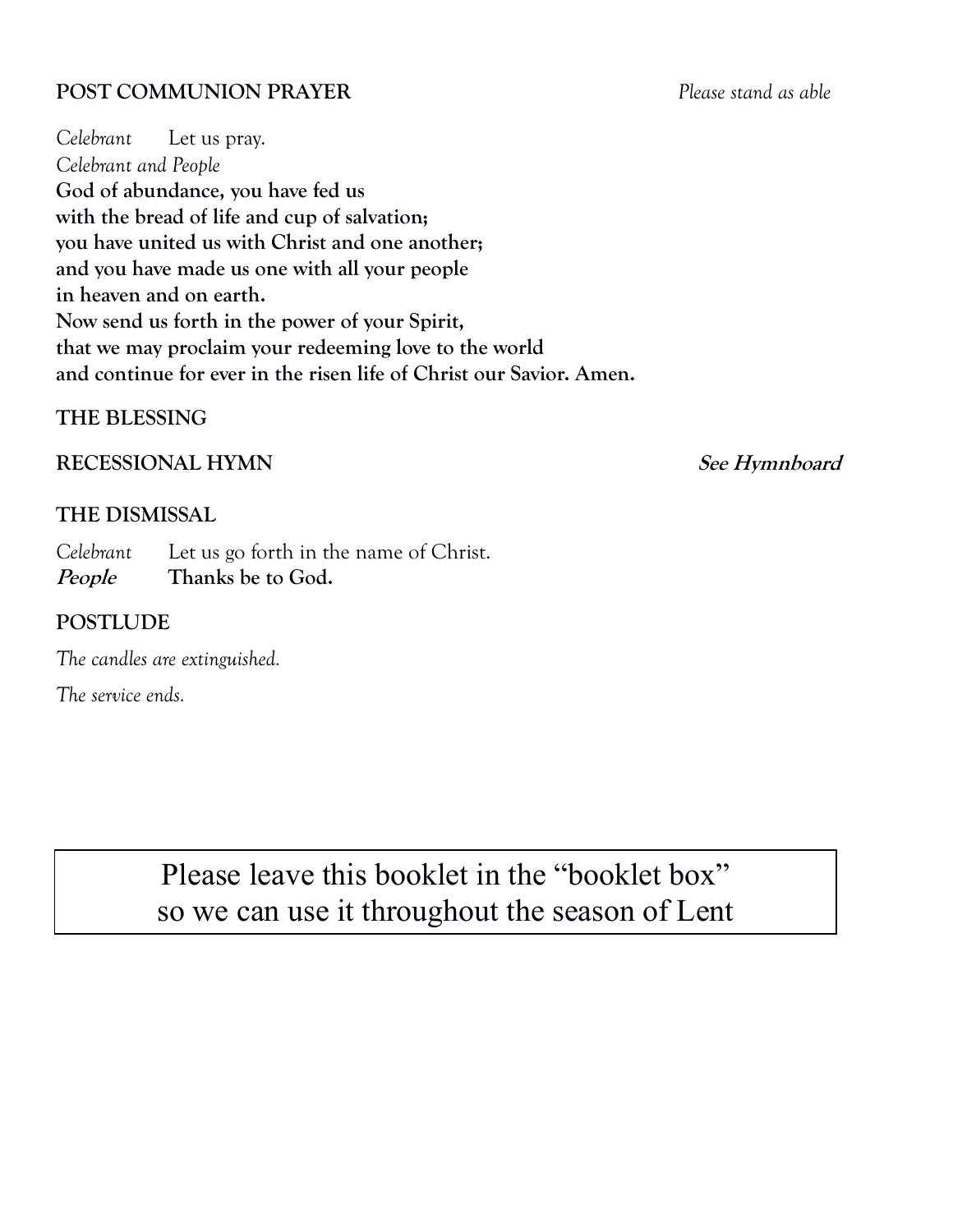**POST COMMUNION PRAYER** *Please stand as able*

*Celebrant* Let us pray.
*Celebrant and People*
**God of abundance, you have fed us**
**with the bread of life and cup of salvation;**
**you have united us with Christ and one another;**
**and you have made us one with all your people**
**in heaven and on earth.**
**Now send us forth in the power of your Spirit,**
**that we may proclaim your redeeming love to the world**
**and continue for ever in the risen life of Christ our Savior. Amen.**

**THE BLESSING**

**RECESSIONAL HYMN** ***See Hymnboard***

**THE DISMISSAL**

*Celebrant* Let us go forth in the name of Christ.
***People*** **Thanks be to God.**

**POSTLUDE**

*The candles are extinguished.*

*The service ends.*

Please leave this booklet in the "booklet box"
so we can use it throughout the season of Lent